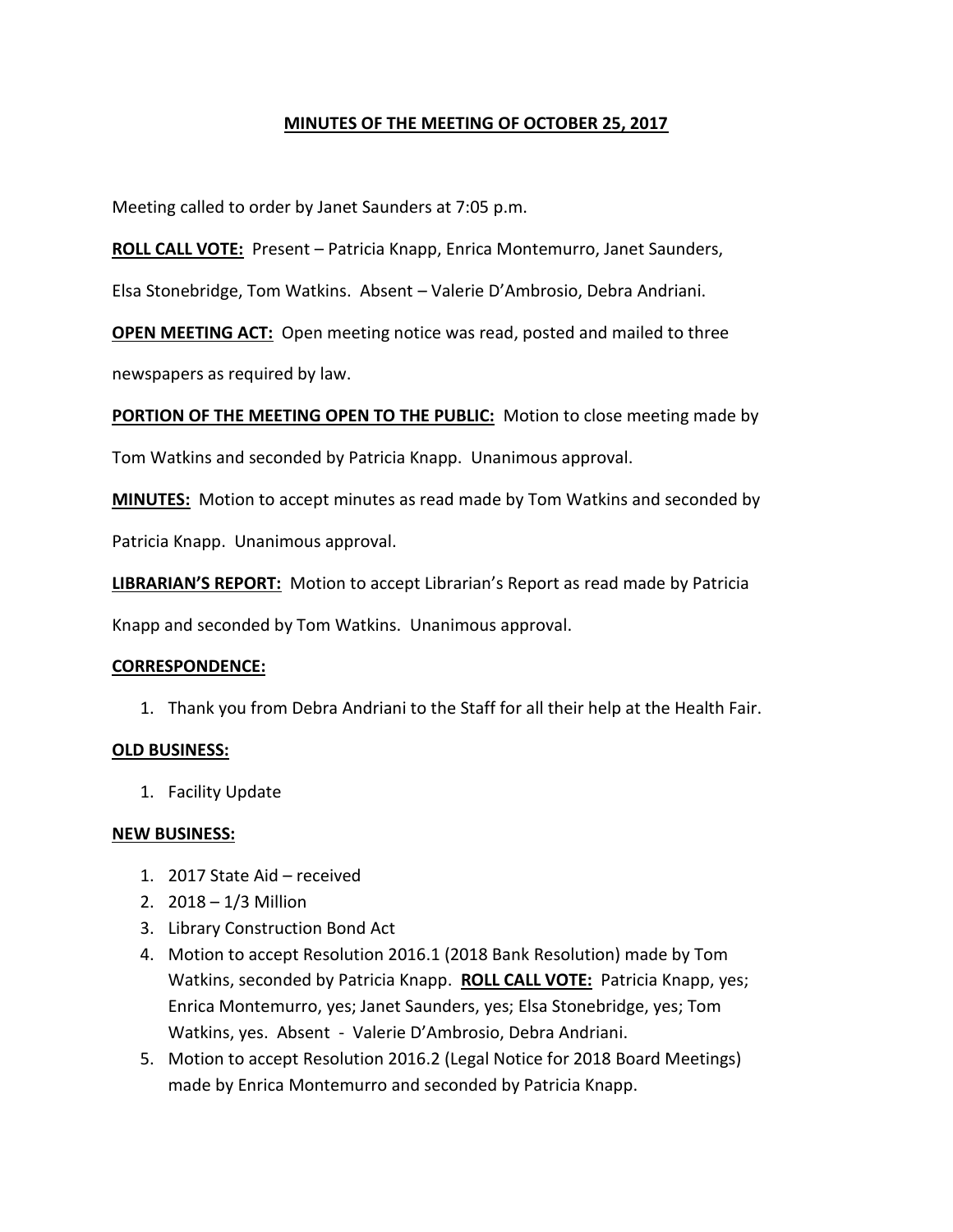**MINUTES OF THE MEETING OF OCTOBER 25, 2017**

Meeting called to order by Janet Saunders at 7:05 p.m.

**ROLL CALL VOTE:** Present – Patricia Knapp, Enrica Montemurro, Janet Saunders, Elsa Stonebridge, Tom Watkins. Absent – Valerie D'Ambrosio, Debra Andriani.

**OPEN MEETING ACT:** Open meeting notice was read, posted and mailed to three newspapers as required by law.

**PORTION OF THE MEETING OPEN TO THE PUBLIC:** Motion to close meeting made by Tom Watkins and seconded by Patricia Knapp. Unanimous approval.

**MINUTES:** Motion to accept minutes as read made by Tom Watkins and seconded by Patricia Knapp. Unanimous approval.

**LIBRARIAN'S REPORT:** Motion to accept Librarian's Report as read made by Patricia Knapp and seconded by Tom Watkins. Unanimous approval.

**CORRESPONDENCE:**

1. Thank you from Debra Andriani to the Staff for all their help at the Health Fair.

**OLD BUSINESS:**

1. Facility Update

**NEW BUSINESS:**

1. 2017 State Aid – received
2. 2018 – 1/3 Million
3. Library Construction Bond Act
4. Motion to accept Resolution 2016.1 (2018 Bank Resolution) made by Tom Watkins, seconded by Patricia Knapp. **ROLL CALL VOTE:** Patricia Knapp, yes; Enrica Montemurro, yes; Janet Saunders, yes; Elsa Stonebridge, yes; Tom Watkins, yes. Absent - Valerie D'Ambrosio, Debra Andriani.
5. Motion to accept Resolution 2016.2 (Legal Notice for 2018 Board Meetings) made by Enrica Montemurro and seconded by Patricia Knapp.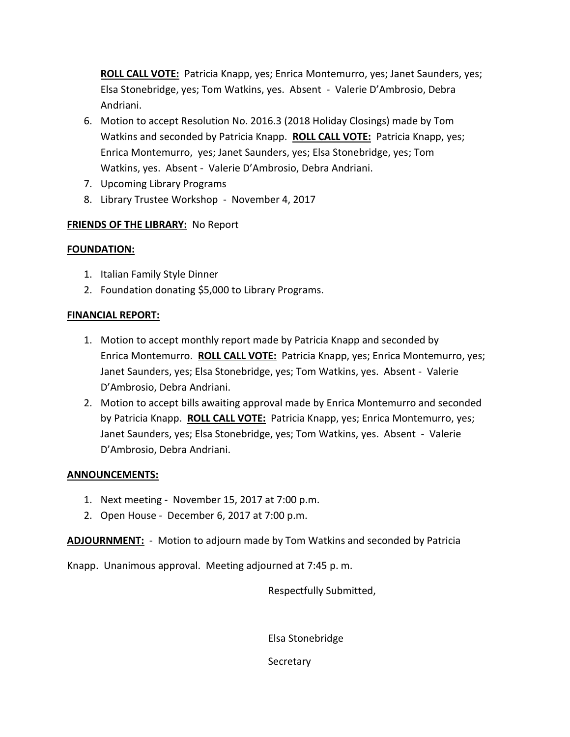**ROLL CALL VOTE:** Patricia Knapp, yes; Enrica Montemurro, yes; Janet Saunders, yes; Elsa Stonebridge, yes; Tom Watkins, yes. Absent - Valerie D'Ambrosio, Debra Andriani.

6. Motion to accept Resolution No. 2016.3 (2018 Holiday Closings) made by Tom Watkins and seconded by Patricia Knapp. **ROLL CALL VOTE:** Patricia Knapp, yes; Enrica Montemurro, yes; Janet Saunders, yes; Elsa Stonebridge, yes; Tom Watkins, yes. Absent - Valerie D'Ambrosio, Debra Andriani.
7. Upcoming Library Programs
8. Library Trustee Workshop - November 4, 2017

**FRIENDS OF THE LIBRARY:** No Report

**FOUNDATION:**

1. Italian Family Style Dinner
2. Foundation donating $5,000 to Library Programs.

**FINANCIAL REPORT:**

1. Motion to accept monthly report made by Patricia Knapp and seconded by Enrica Montemurro. **ROLL CALL VOTE:** Patricia Knapp, yes; Enrica Montemurro, yes; Janet Saunders, yes; Elsa Stonebridge, yes; Tom Watkins, yes. Absent - Valerie D'Ambrosio, Debra Andriani.
2. Motion to accept bills awaiting approval made by Enrica Montemurro and seconded by Patricia Knapp. **ROLL CALL VOTE:** Patricia Knapp, yes; Enrica Montemurro, yes; Janet Saunders, yes; Elsa Stonebridge, yes; Tom Watkins, yes. Absent - Valerie D'Ambrosio, Debra Andriani.

**ANNOUNCEMENTS:**

1. Next meeting - November 15, 2017 at 7:00 p.m.
2. Open House - December 6, 2017 at 7:00 p.m.

**ADJOURNMENT:** - Motion to adjourn made by Tom Watkins and seconded by Patricia Knapp. Unanimous approval. Meeting adjourned at 7:45 p. m.

Respectfully Submitted,

Elsa Stonebridge

Secretary